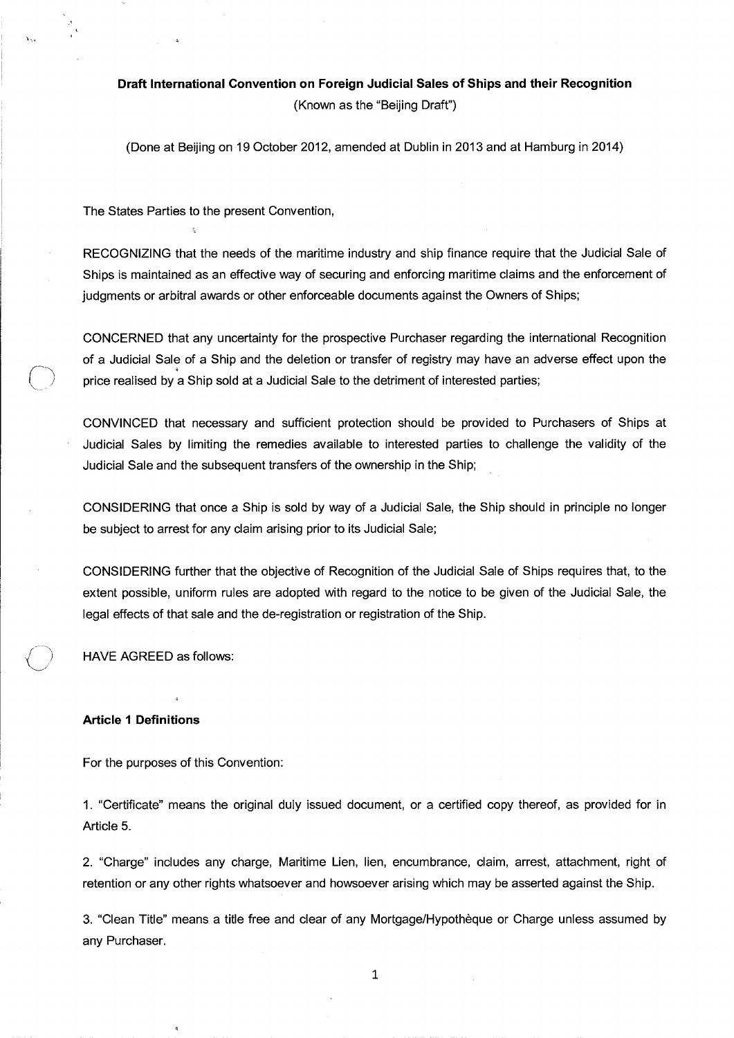**Draft International Convention on Foreign Judicial Sales of Ships and their Recognition**
(Known as the "Beijing Draft")

(Done at Beijing on 19 October 2012, amended at Dublin in 2013 and at Hamburg in 2014)

The States Parties to the present Convention,

RECOGNIZING that the needs of the maritime industry and ship finance require that the Judicial Sale of Ships is maintained as an effective way of securing and enforcing maritime claims and the enforcement of judgments or arbitral awards or other enforceable documents against the Owners of Ships;

CONCERNED that any uncertainty for the prospective Purchaser regarding the international Recognition of a Judicial Sale of a Ship and the deletion or transfer of registry may have an adverse effect upon the price realised by a Ship sold at a Judicial Sale to the detriment of interested parties;

CONVINCED that necessary and sufficient protection should be provided to Purchasers of Ships at Judicial Sales by limiting the remedies available to interested parties to challenge the validity of the Judicial Sale and the subsequent transfers of the ownership in the Ship;

CONSIDERING that once a Ship is sold by way of a Judicial Sale, the Ship should in principle no longer be subject to arrest for any claim arising prior to its Judicial Sale;

CONSIDERING further that the objective of Recognition of the Judicial Sale of Ships requires that, to the extent possible, uniform rules are adopted with regard to the notice to be given of the Judicial Sale, the legal effects of that sale and the de-registration or registration of the Ship.

HAVE AGREED as follows:

**Article 1 Definitions**

For the purposes of this Convention:

1. "Certificate" means the original duly issued document, or a certified copy thereof, as provided for in Article 5.

2. "Charge" includes any charge, Maritime Lien, lien, encumbrance, claim, arrest, attachment, right of retention or any other rights whatsoever and howsoever arising which may be asserted against the Ship.

3. "Clean Title" means a title free and clear of any Mortgage/Hypothèque or Charge unless assumed by any Purchaser.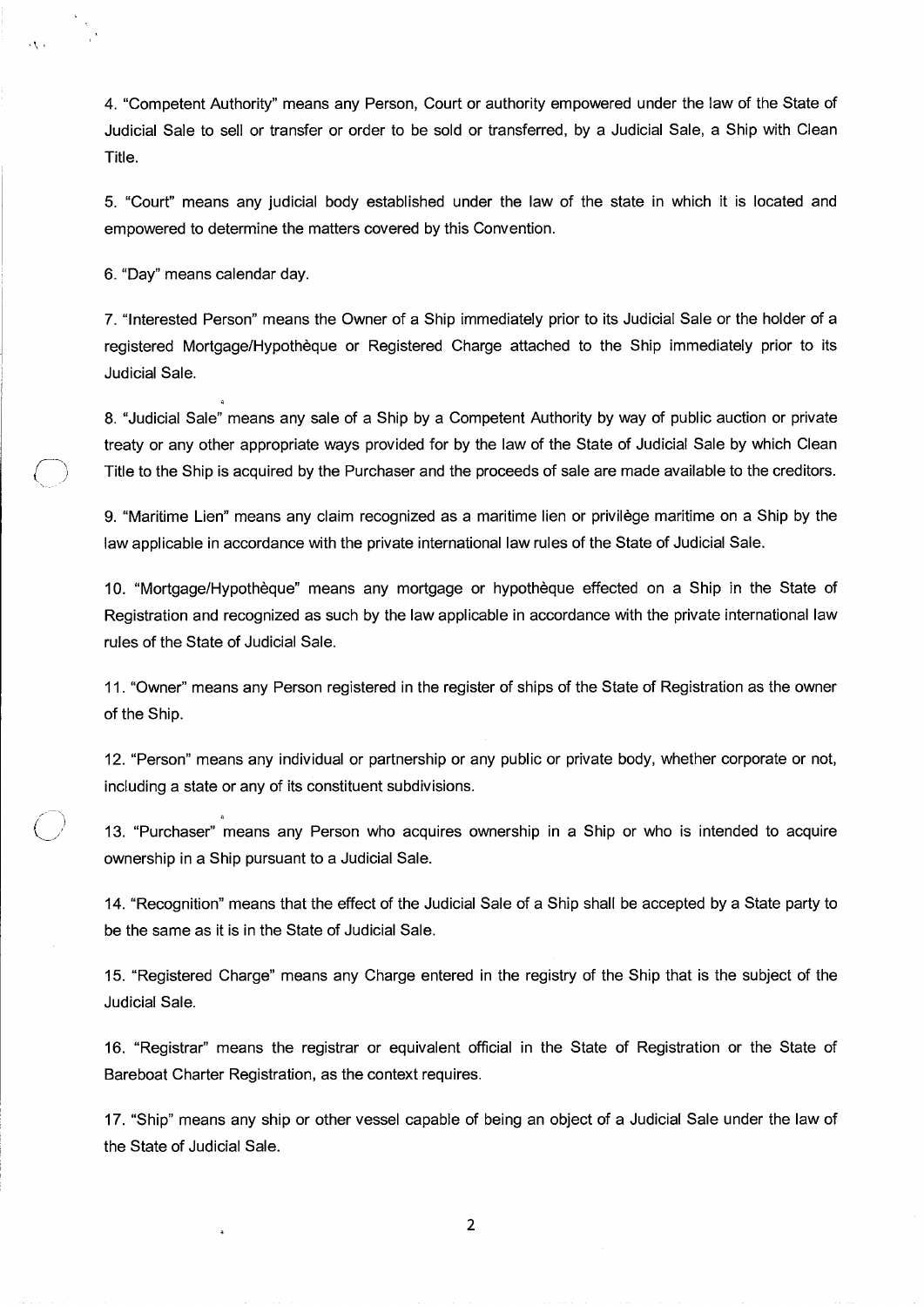4. "Competent Authority" means any Person, Court or authority empowered under the law of the State of Judicial Sale to sell or transfer or order to be sold or transferred, by a Judicial Sale, a Ship with Clean Title.

5. "Court" means any judicial body established under the law of the state in which it is located and empowered to determine the matters covered by this Convention.

6. "Day" means calendar day.

7. "Interested Person" means the Owner of a Ship immediately prior to its Judicial Sale or the holder of a registered Mortgage/Hypothèque or Registered Charge attached to the Ship immediately prior to its Judicial Sale.

8. "Judicial Sale" means any sale of a Ship by a Competent Authority by way of public auction or private treaty or any other appropriate ways provided for by the law of the State of Judicial Sale by which Clean Title to the Ship is acquired by the Purchaser and the proceeds of sale are made available to the creditors.

9. "Maritime Lien" means any claim recognized as a maritime lien or privilège maritime on a Ship by the law applicable in accordance with the private international law rules of the State of Judicial Sale.

10. "Mortgage/Hypothèque" means any mortgage or hypothèque effected on a Ship in the State of Registration and recognized as such by the law applicable in accordance with the private international law rules of the State of Judicial Sale.

11. "Owner" means any Person registered in the register of ships of the State of Registration as the owner of the Ship.

12. "Person" means any individual or partnership or any public or private body, whether corporate or not, including a state or any of its constituent subdivisions.

13. "Purchaser" means any Person who acquires ownership in a Ship or who is intended to acquire ownership in a Ship pursuant to a Judicial Sale.

14. "Recognition" means that the effect of the Judicial Sale of a Ship shall be accepted by a State party to be the same as it is in the State of Judicial Sale.

15. "Registered Charge" means any Charge entered in the registry of the Ship that is the subject of the Judicial Sale.

16. "Registrar" means the registrar or equivalent official in the State of Registration or the State of Bareboat Charter Registration, as the context requires.

17. "Ship" means any ship or other vessel capable of being an object of a Judicial Sale under the law of the State of Judicial Sale.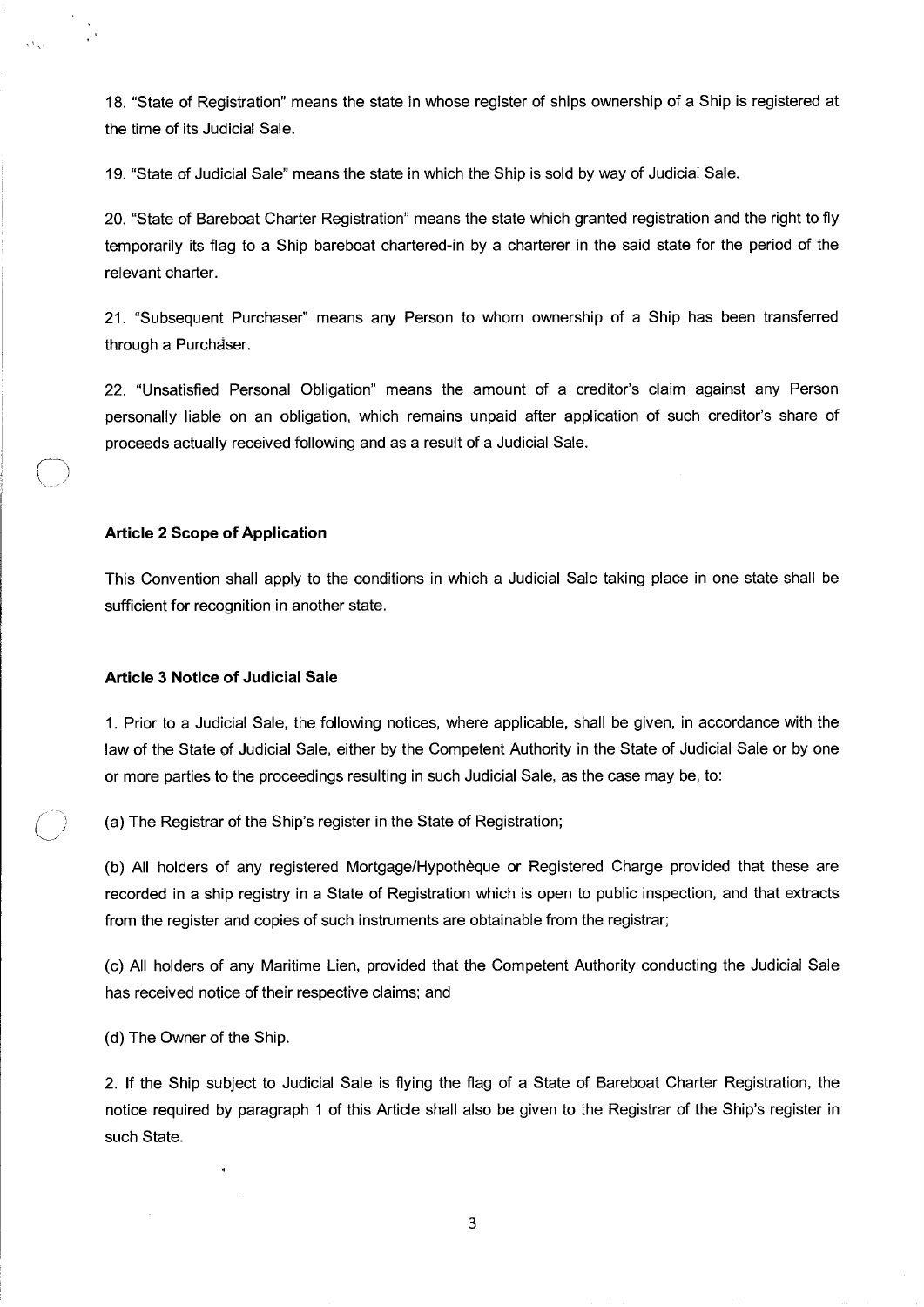18. "State of Registration" means the state in whose register of ships ownership of a Ship is registered at the time of its Judicial Sale.

19. "State of Judicial Sale" means the state in which the Ship is sold by way of Judicial Sale.

20. "State of Bareboat Charter Registration" means the state which granted registration and the right to fly temporarily its flag to a Ship bareboat chartered-in by a charterer in the said state for the period of the relevant charter.

21. "Subsequent Purchaser" means any Person to whom ownership of a Ship has been transferred through a Purchaser.

22. "Unsatisfied Personal Obligation" means the amount of a creditor's claim against any Person personally liable on an obligation, which remains unpaid after application of such creditor's share of proceeds actually received following and as a result of a Judicial Sale.

### Article 2 Scope of Application

This Convention shall apply to the conditions in which a Judicial Sale taking place in one state shall be sufficient for recognition in another state.

### Article 3 Notice of Judicial Sale

1. Prior to a Judicial Sale, the following notices, where applicable, shall be given, in accordance with the law of the State of Judicial Sale, either by the Competent Authority in the State of Judicial Sale or by one or more parties to the proceedings resulting in such Judicial Sale, as the case may be, to:

(a) The Registrar of the Ship's register in the State of Registration;

(b) All holders of any registered Mortgage/Hypothèque or Registered Charge provided that these are recorded in a ship registry in a State of Registration which is open to public inspection, and that extracts from the register and copies of such instruments are obtainable from the registrar;

(c) All holders of any Maritime Lien, provided that the Competent Authority conducting the Judicial Sale has received notice of their respective claims; and

(d) The Owner of the Ship.

2. If the Ship subject to Judicial Sale is flying the flag of a State of Bareboat Charter Registration, the notice required by paragraph 1 of this Article shall also be given to the Registrar of the Ship's register in such State.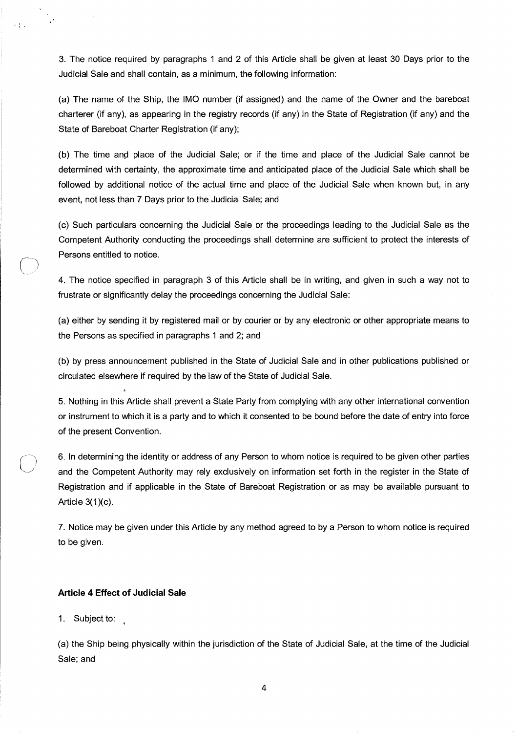3. The notice required by paragraphs 1 and 2 of this Article shall be given at least 30 Days prior to the Judicial Sale and shall contain, as a minimum, the following information:

(a) The name of the Ship, the IMO number (if assigned) and the name of the Owner and the bareboat charterer (if any), as appearing in the registry records (if any) in the State of Registration (if any) and the State of Bareboat Charter Registration (if any);

(b) The time and place of the Judicial Sale; or if the time and place of the Judicial Sale cannot be determined with certainty, the approximate time and anticipated place of the Judicial Sale which shall be followed by additional notice of the actual time and place of the Judicial Sale when known but, in any event, not less than 7 Days prior to the Judicial Sale; and

(c) Such particulars concerning the Judicial Sale or the proceedings leading to the Judicial Sale as the Competent Authority conducting the proceedings shall determine are sufficient to protect the interests of Persons entitled to notice.

4. The notice specified in paragraph 3 of this Article shall be in writing, and given in such a way not to frustrate or significantly delay the proceedings concerning the Judicial Sale:

(a) either by sending it by registered mail or by courier or by any electronic or other appropriate means to the Persons as specified in paragraphs 1 and 2; and

(b) by press announcement published in the State of Judicial Sale and in other publications published or circulated elsewhere if required by the law of the State of Judicial Sale.

5. Nothing in this Article shall prevent a State Party from complying with any other international convention or instrument to which it is a party and to which it consented to be bound before the date of entry into force of the present Convention.

6. In determining the identity or address of any Person to whom notice is required to be given other parties and the Competent Authority may rely exclusively on information set forth in the register in the State of Registration and if applicable in the State of Bareboat Registration or as may be available pursuant to Article 3(1)(c).

7. Notice may be given under this Article by any method agreed to by a Person to whom notice is required to be given.

### Article 4 Effect of Judicial Sale

1. Subject to:

(a) the Ship being physically within the jurisdiction of the State of Judicial Sale, at the time of the Judicial Sale; and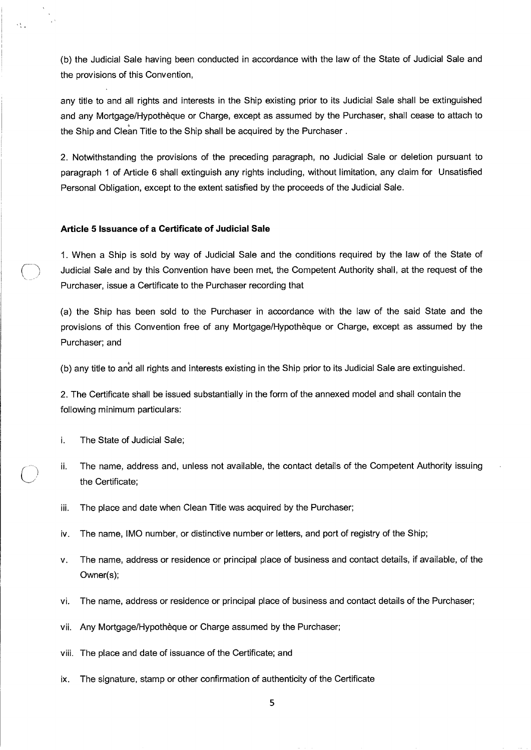(b) the Judicial Sale having been conducted in accordance with the law of the State of Judicial Sale and the provisions of this Convention,

any title to and all rights and interests in the Ship existing prior to its Judicial Sale shall be extinguished and any Mortgage/Hypothèque or Charge, except as assumed by the Purchaser, shall cease to attach to the Ship and Clean Title to the Ship shall be acquired by the Purchaser .

2. Notwithstanding the provisions of the preceding paragraph, no Judicial Sale or deletion pursuant to paragraph 1 of Article 6 shall extinguish any rights including, without limitation, any claim for Unsatisfied Personal Obligation, except to the extent satisfied by the proceeds of the Judicial Sale.

**Article 5 Issuance of a Certificate of Judicial Sale**

1. When a Ship is sold by way of Judicial Sale and the conditions required by the law of the State of Judicial Sale and by this Convention have been met, the Competent Authority shall, at the request of the Purchaser, issue a Certificate to the Purchaser recording that

(a) the Ship has been sold to the Purchaser in accordance with the law of the said State and the provisions of this Convention free of any Mortgage/Hypothèque or Charge, except as assumed by the Purchaser; and

(b) any title to and all rights and interests existing in the Ship prior to its Judicial Sale are extinguished.

2. The Certificate shall be issued substantially in the form of the annexed model and shall contain the following minimum particulars:

i. The State of Judicial Sale;

ii. The name, address and, unless not available, the contact details of the Competent Authority issuing the Certificate;

iii. The place and date when Clean Title was acquired by the Purchaser;

iv. The name, IMO number, or distinctive number or letters, and port of registry of the Ship;

v. The name, address or residence or principal place of business and contact details, if available, of the Owner(s);

vi. The name, address or residence or principal place of business and contact details of the Purchaser;

vii. Any Mortgage/Hypothèque or Charge assumed by the Purchaser;

viii. The place and date of issuance of the Certificate; and

ix. The signature, stamp or other confirmation of authenticity of the Certificate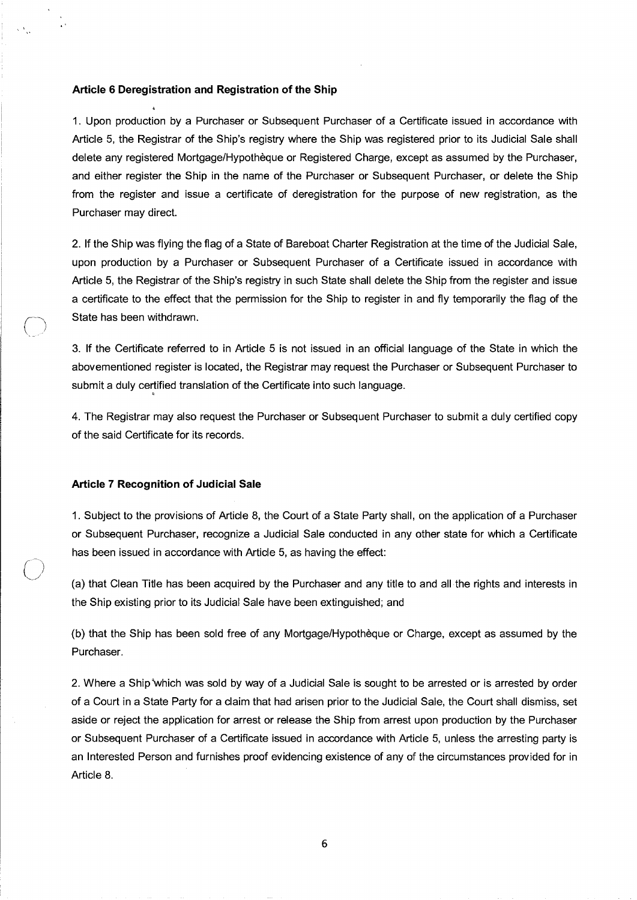### Article 6 Deregistration and Registration of the Ship

1. Upon production by a Purchaser or Subsequent Purchaser of a Certificate issued in accordance with Article 5, the Registrar of the Ship's registry where the Ship was registered prior to its Judicial Sale shall delete any registered Mortgage/Hypothèque or Registered Charge, except as assumed by the Purchaser, and either register the Ship in the name of the Purchaser or Subsequent Purchaser, or delete the Ship from the register and issue a certificate of deregistration for the purpose of new registration, as the Purchaser may direct.

2. If the Ship was flying the flag of a State of Bareboat Charter Registration at the time of the Judicial Sale, upon production by a Purchaser or Subsequent Purchaser of a Certificate issued in accordance with Article 5, the Registrar of the Ship's registry in such State shall delete the Ship from the register and issue a certificate to the effect that the permission for the Ship to register in and fly temporarily the flag of the State has been withdrawn.

3. If the Certificate referred to in Article 5 is not issued in an official language of the State in which the abovementioned register is located, the Registrar may request the Purchaser or Subsequent Purchaser to submit a duly certified translation of the Certificate into such language.

4. The Registrar may also request the Purchaser or Subsequent Purchaser to submit a duly certified copy of the said Certificate for its records.

### Article 7 Recognition of Judicial Sale

1. Subject to the provisions of Article 8, the Court of a State Party shall, on the application of a Purchaser or Subsequent Purchaser, recognize a Judicial Sale conducted in any other state for which a Certificate has been issued in accordance with Article 5, as having the effect:

(a) that Clean Title has been acquired by the Purchaser and any title to and all the rights and interests in the Ship existing prior to its Judicial Sale have been extinguished; and

(b) that the Ship has been sold free of any Mortgage/Hypothèque or Charge, except as assumed by the Purchaser.

2. Where a Ship which was sold by way of a Judicial Sale is sought to be arrested or is arrested by order of a Court in a State Party for a claim that had arisen prior to the Judicial Sale, the Court shall dismiss, set aside or reject the application for arrest or release the Ship from arrest upon production by the Purchaser or Subsequent Purchaser of a Certificate issued in accordance with Article 5, unless the arresting party is an Interested Person and furnishes proof evidencing existence of any of the circumstances provided for in Article 8.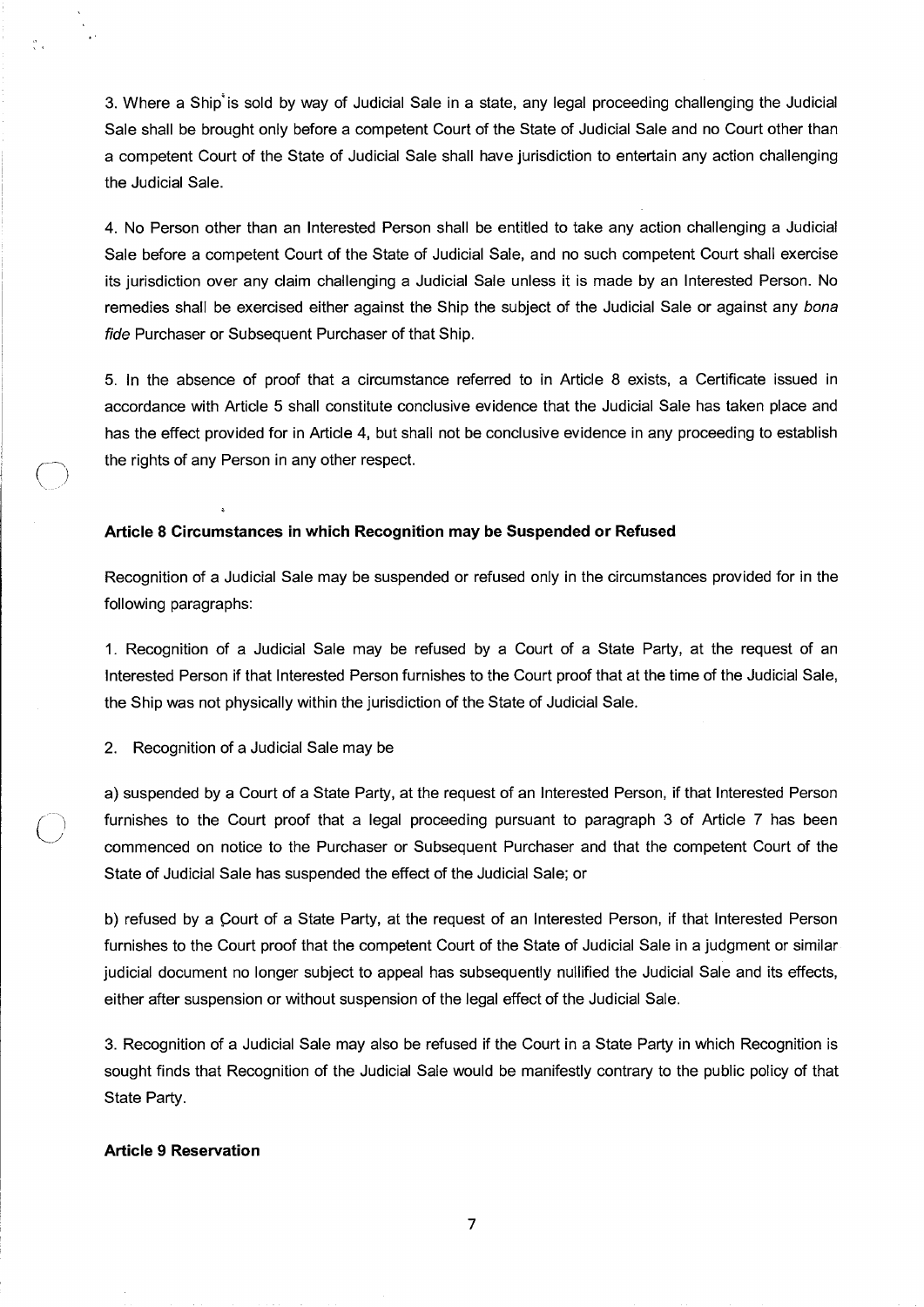3. Where a Ship is sold by way of Judicial Sale in a state, any legal proceeding challenging the Judicial Sale shall be brought only before a competent Court of the State of Judicial Sale and no Court other than a competent Court of the State of Judicial Sale shall have jurisdiction to entertain any action challenging the Judicial Sale.

4. No Person other than an Interested Person shall be entitled to take any action challenging a Judicial Sale before a competent Court of the State of Judicial Sale, and no such competent Court shall exercise its jurisdiction over any claim challenging a Judicial Sale unless it is made by an Interested Person. No remedies shall be exercised either against the Ship the subject of the Judicial Sale or against any *bona fide* Purchaser or Subsequent Purchaser of that Ship.

5. In the absence of proof that a circumstance referred to in Article 8 exists, a Certificate issued in accordance with Article 5 shall constitute conclusive evidence that the Judicial Sale has taken place and has the effect provided for in Article 4, but shall not be conclusive evidence in any proceeding to establish the rights of any Person in any other respect.

**Article 8 Circumstances in which Recognition may be Suspended or Refused**

Recognition of a Judicial Sale may be suspended or refused only in the circumstances provided for in the following paragraphs:

1. Recognition of a Judicial Sale may be refused by a Court of a State Party, at the request of an Interested Person if that Interested Person furnishes to the Court proof that at the time of the Judicial Sale, the Ship was not physically within the jurisdiction of the State of Judicial Sale.

2. Recognition of a Judicial Sale may be

a) suspended by a Court of a State Party, at the request of an Interested Person, if that Interested Person furnishes to the Court proof that a legal proceeding pursuant to paragraph 3 of Article 7 has been commenced on notice to the Purchaser or Subsequent Purchaser and that the competent Court of the State of Judicial Sale has suspended the effect of the Judicial Sale; or

b) refused by a Court of a State Party, at the request of an Interested Person, if that Interested Person furnishes to the Court proof that the competent Court of the State of Judicial Sale in a judgment or similar judicial document no longer subject to appeal has subsequently nullified the Judicial Sale and its effects, either after suspension or without suspension of the legal effect of the Judicial Sale.

3. Recognition of a Judicial Sale may also be refused if the Court in a State Party in which Recognition is sought finds that Recognition of the Judicial Sale would be manifestly contrary to the public policy of that State Party.

**Article 9 Reservation**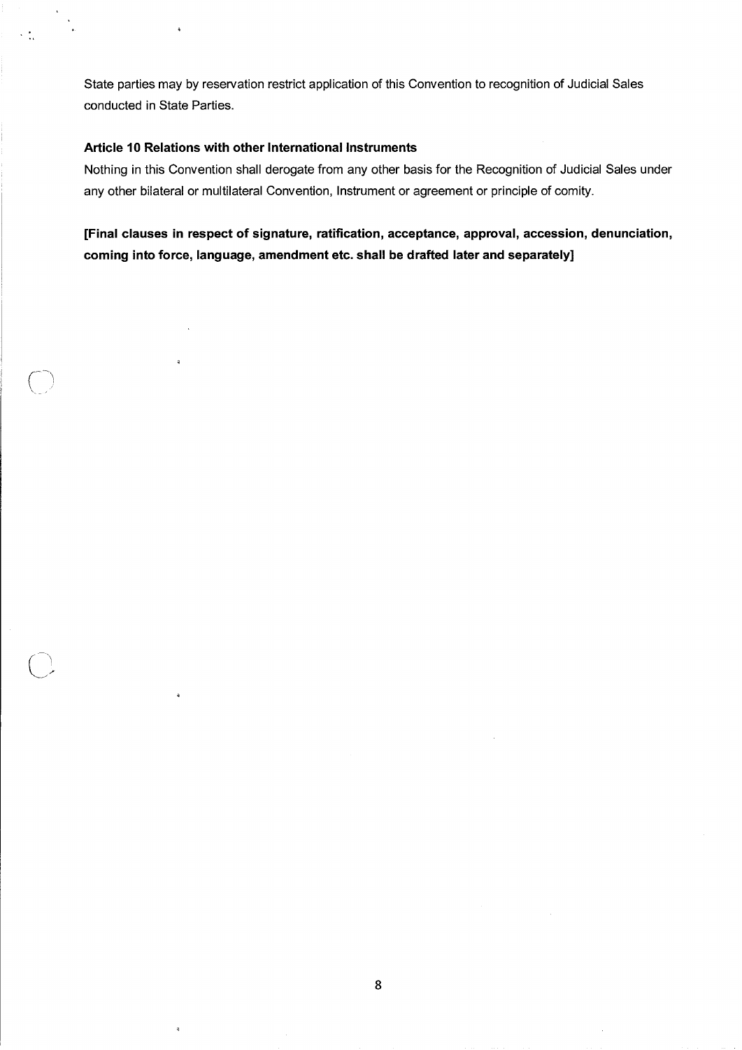State parties may by reservation restrict application of this Convention to recognition of Judicial Sales conducted in State Parties.

**Article 10 Relations with other International Instruments**

Nothing in this Convention shall derogate from any other basis for the Recognition of Judicial Sales under any other bilateral or multilateral Convention, Instrument or agreement or principle of comity.

**[Final clauses in respect of signature, ratification, acceptance, approval, accession, denunciation, coming into force, language, amendment etc. shall be drafted later and separately]**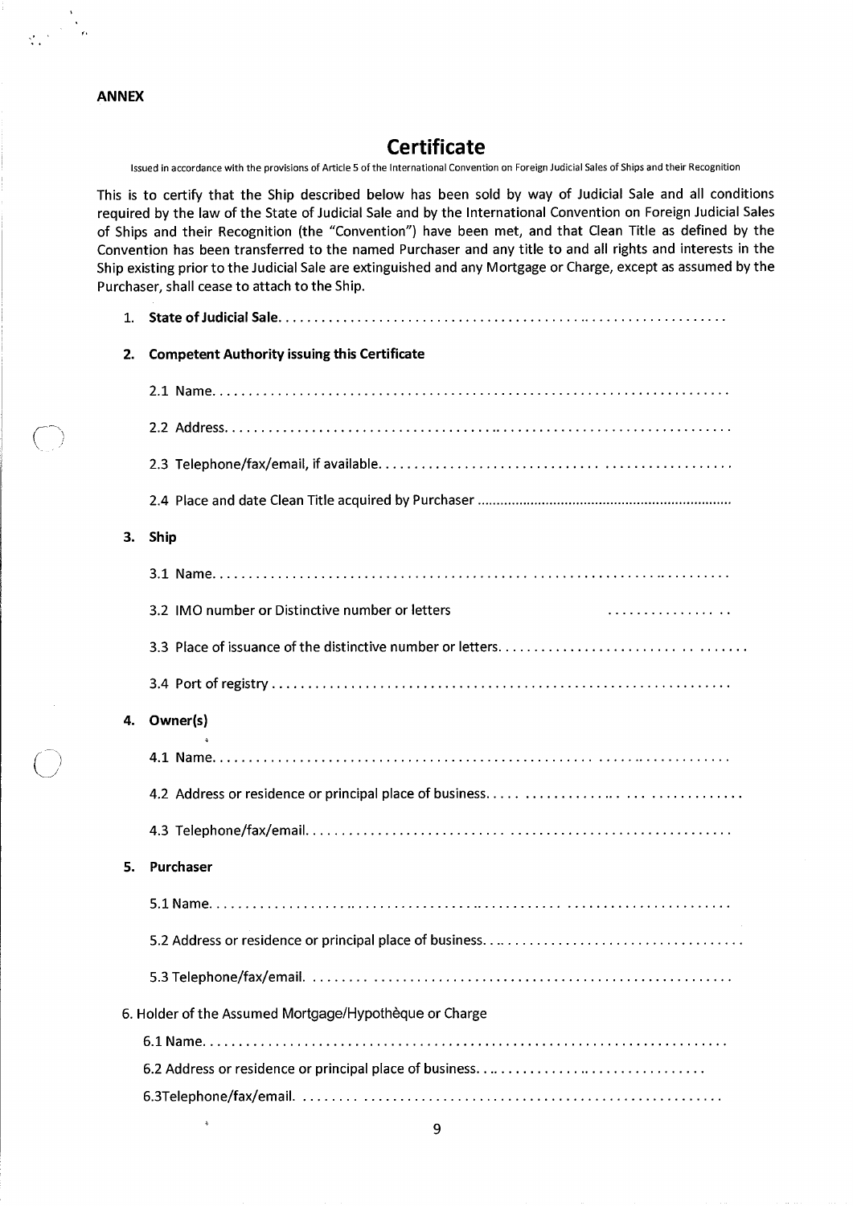**ANNEX**

# Certificate

Issued in accordance with the provisions of Article 5 of the International Convention on Foreign Judicial Sales of Ships and their Recognition

This is to certify that the Ship described below has been sold by way of Judicial Sale and all conditions required by the law of the State of Judicial Sale and by the International Convention on Foreign Judicial Sales of Ships and their Recognition (the "Convention") have been met, and that Clean Title as defined by the Convention has been transferred to the named Purchaser and any title to and all rights and interests in the Ship existing prior to the Judicial Sale are extinguished and any Mortgage or Charge, except as assumed by the Purchaser, shall cease to attach to the Ship.

1. **State of Judicial Sale**.............................................................

2. **Competent Authority issuing this Certificate**

   2.1 Name.........................................................................

   2.2 Address......................................................................

   2.3 Telephone/fax/email, if available............................................

   2.4 Place and date Clean Title acquired by Purchaser ............................

3. **Ship**

   3.1 Name.........................................................................

   3.2 IMO number or Distinctive number or letters ...................

   3.3 Place of issuance of the distinctive number or letters.........................

   3.4 Port of registry..............................................................

4. **Owner(s)**

   4.1 Name.........................................................................

   4.2 Address or residence or principal place of business..........................

   4.3 Telephone/fax/email..........................................................

5. **Purchaser**

   5.1 Name.........................................................................

   5.2 Address or residence or principal place of business..........................

   5.3 Telephone/fax/email..........................................................

6. Holder of the Assumed Mortgage/Hypothèque or Charge

   6.1 Name.........................................................................

   6.2 Address or residence or principal place of business..........................

   6.3Telephone/fax/email...........................................................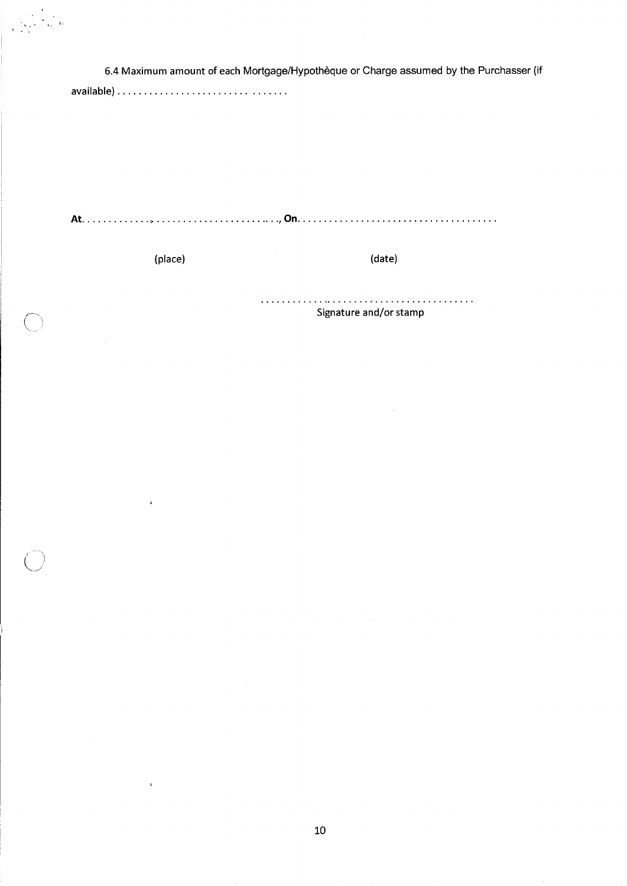6.4 Maximum amount of each Mortgage/Hypothèque or Charge assumed by the Purchasser (if available) . . . . . . . . . . . . . . . . . . . . . . . . . . . . . . . . . . . . . . .

**At**. . . . . . . . . . . . . . . . . . . . . . . . . . . . . . . . . . . . . . ., **On**. . . . . . . . . . . . . . . . . . . . . . . . . . . . . . . . . . . . . . . .

(place) (date)

. . . . . . . . . . . . . . . . . . . . . . . . . . . . . . . . . . . . . . . . . . .

Signature and/or stamp